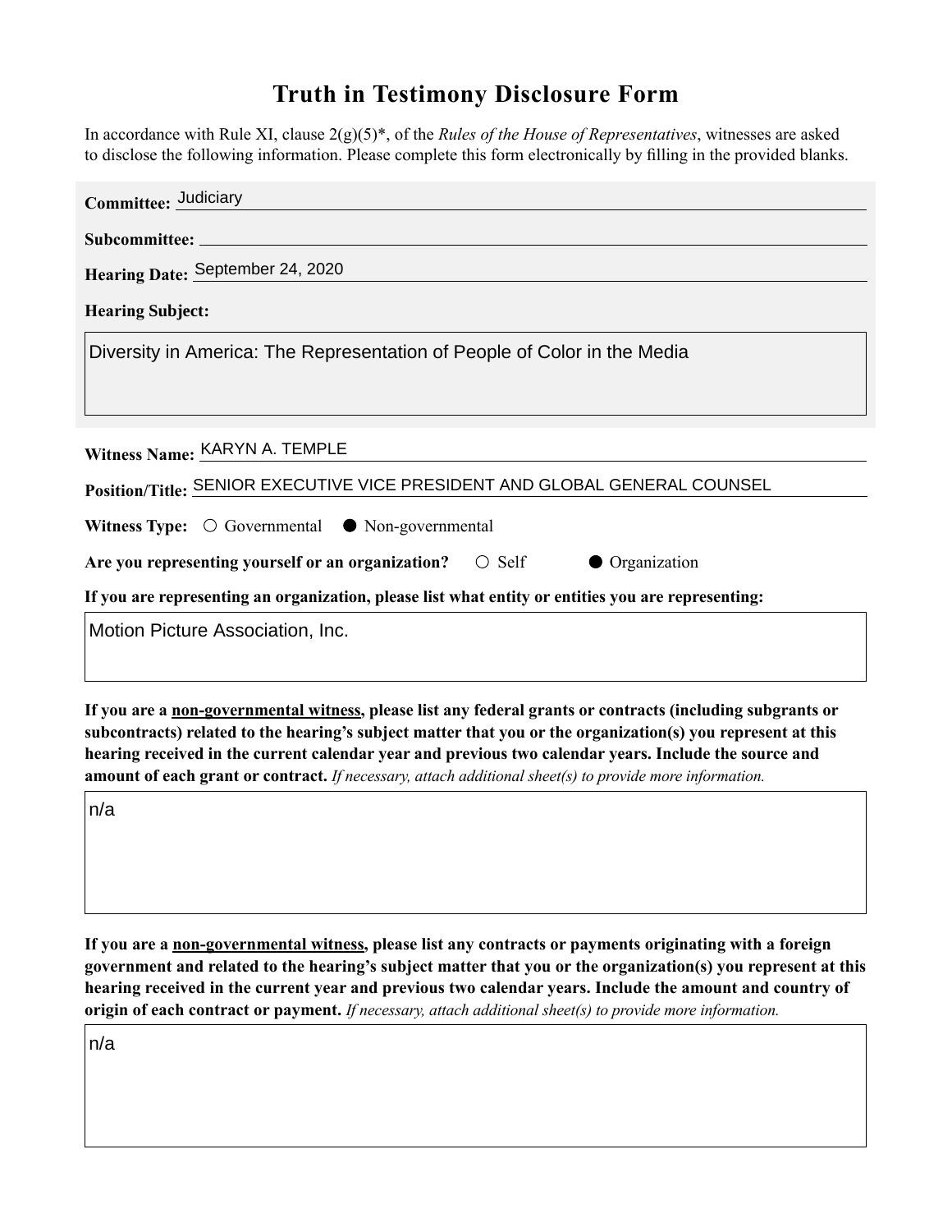# Truth in Testimony Disclosure Form

In accordance with Rule XI, clause 2(g)(5)*, of the *Rules of the House of Representatives*, witnesses are asked to disclose the following information. Please complete this form electronically by filling in the provided blanks.

**Committee:** Judiciary

**Subcommittee:**

**Hearing Date:** September 24, 2020

**Hearing Subject:**

Diversity in America: The Representation of People of Color in the Media

**Witness Name:** KARYN A. TEMPLE

**Position/Title:** SENIOR EXECUTIVE VICE PRESIDENT AND GLOBAL GENERAL COUNSEL

**Witness Type:** ○ Governmental ● Non-governmental

**Are you representing yourself or an organization?** ○ Self ● Organization

**If you are representing an organization, please list what entity or entities you are representing:**

Motion Picture Association, Inc.

**If you are a <u>non-governmental witness</u>, please list any federal grants or contracts (including subgrants or subcontracts) related to the hearing's subject matter that you or the organization(s) you represent at this hearing received in the current calendar year and previous two calendar years. Include the source and amount of each grant or contract.** *If necessary, attach additional sheet(s) to provide more information.*

n/a

**If you are a <u>non-governmental witness</u>, please list any contracts or payments originating with a foreign government and related to the hearing's subject matter that you or the organization(s) you represent at this hearing received in the current year and previous two calendar years. Include the amount and country of origin of each contract or payment.** *If necessary, attach additional sheet(s) to provide more information.*

n/a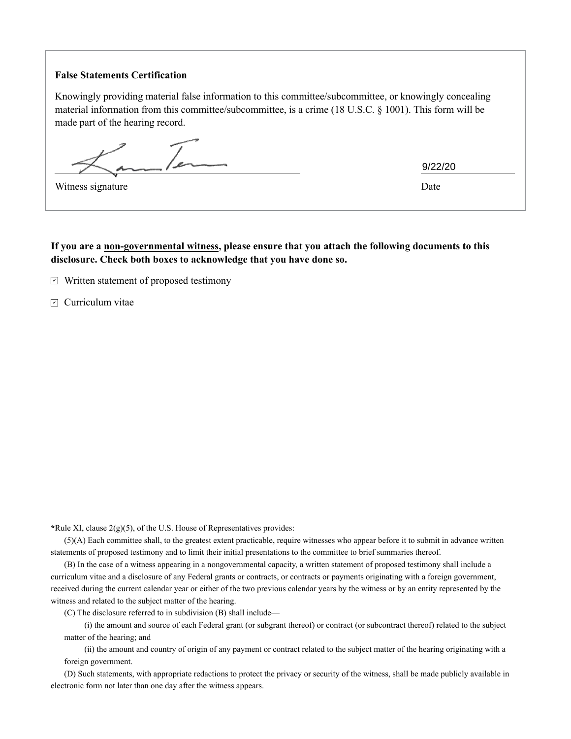**False Statements Certification**

Knowingly providing material false information to this committee/subcommittee, or knowingly concealing material information from this committee/subcommittee, is a crime (18 U.S.C. § 1001). This form will be made part of the hearing record.

Witness signature

9/22/20

Date

**If you are a non-governmental witness, please ensure that you attach the following documents to this disclosure. Check both boxes to acknowledge that you have done so.**

- [x] Written statement of proposed testimony
- [x] Curriculum vitae

*Rule XI, clause 2(g)(5), of the U.S. House of Representatives provides:

(5)(A) Each committee shall, to the greatest extent practicable, require witnesses who appear before it to submit in advance written statements of proposed testimony and to limit their initial presentations to the committee to brief summaries thereof.

(B) In the case of a witness appearing in a nongovernmental capacity, a written statement of proposed testimony shall include a curriculum vitae and a disclosure of any Federal grants or contracts, or contracts or payments originating with a foreign government, received during the current calendar year or either of the two previous calendar years by the witness or by an entity represented by the witness and related to the subject matter of the hearing.

(C) The disclosure referred to in subdivision (B) shall include—

(i) the amount and source of each Federal grant (or subgrant thereof) or contract (or subcontract thereof) related to the subject matter of the hearing; and

(ii) the amount and country of origin of any payment or contract related to the subject matter of the hearing originating with a foreign government.

(D) Such statements, with appropriate redactions to protect the privacy or security of the witness, shall be made publicly available in electronic form not later than one day after the witness appears.